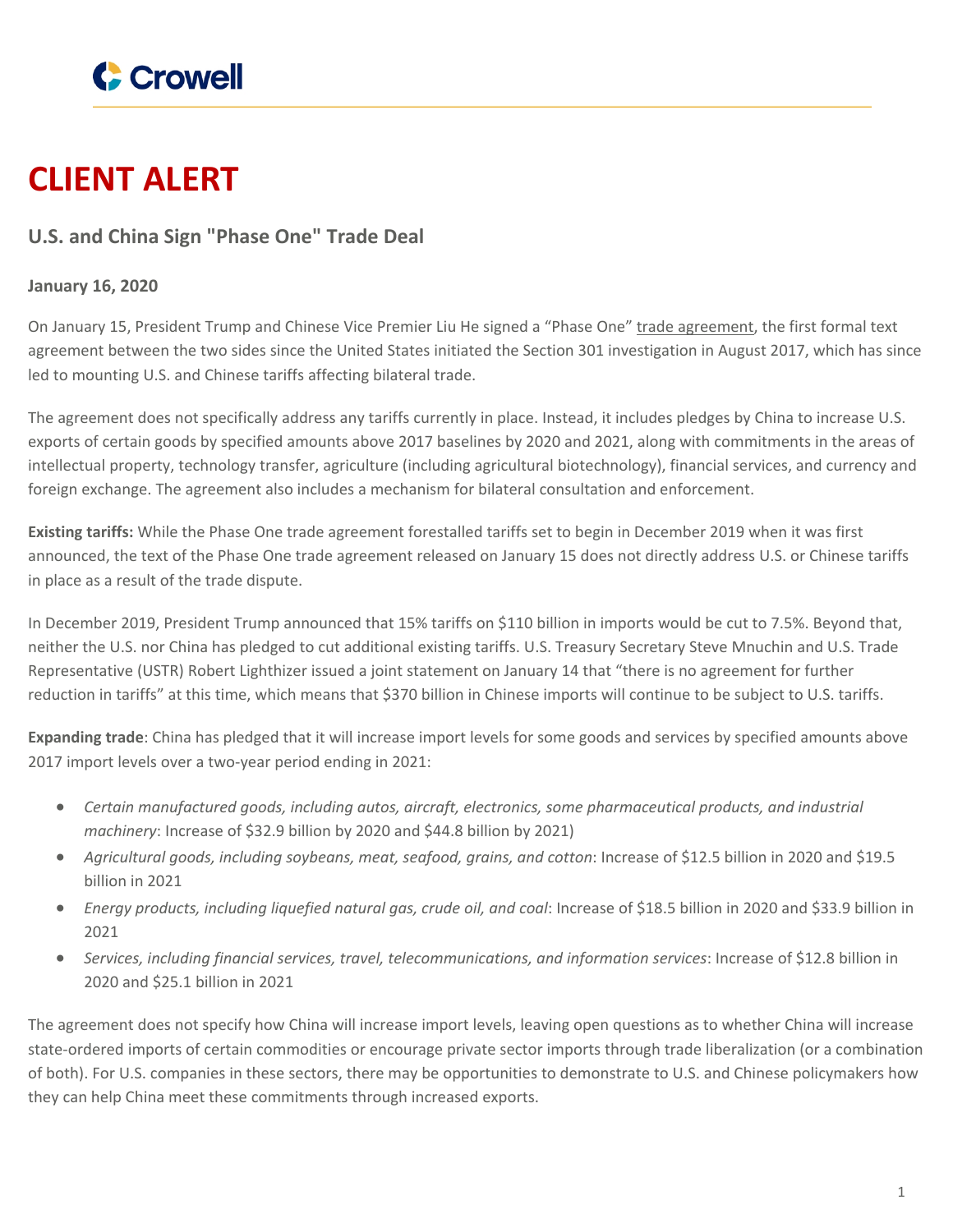# CLIENT ALERT

## U.S. and China Sign "Phase One" Trade Deal

**January 16, 2020**

On January 15, President Trump and Chinese Vice Premier Liu He signed a "Phase One" trade agreement, the first formal text agreement between the two sides since the United States initiated the Section 301 investigation in August 2017, which has since led to mounting U.S. and Chinese tariffs affecting bilateral trade.

The agreement does not specifically address any tariffs currently in place. Instead, it includes pledges by China to increase U.S. exports of certain goods by specified amounts above 2017 baselines by 2020 and 2021, along with commitments in the areas of intellectual property, technology transfer, agriculture (including agricultural biotechnology), financial services, and currency and foreign exchange. The agreement also includes a mechanism for bilateral consultation and enforcement.

**Existing tariffs:** While the Phase One trade agreement forestalled tariffs set to begin in December 2019 when it was first announced, the text of the Phase One trade agreement released on January 15 does not directly address U.S. or Chinese tariffs in place as a result of the trade dispute.

In December 2019, President Trump announced that 15% tariffs on $110 billion in imports would be cut to 7.5%. Beyond that, neither the U.S. nor China has pledged to cut additional existing tariffs. U.S. Treasury Secretary Steve Mnuchin and U.S. Trade Representative (USTR) Robert Lighthizer issued a joint statement on January 14 that "there is no agreement for further reduction in tariffs" at this time, which means that $370 billion in Chinese imports will continue to be subject to U.S. tariffs.

**Expanding trade**: China has pledged that it will increase import levels for some goods and services by specified amounts above 2017 import levels over a two-year period ending in 2021:

- *Certain manufactured goods, including autos, aircraft, electronics, some pharmaceutical products, and industrial machinery*: Increase of $32.9 billion by 2020 and $44.8 billion by 2021)
- *Agricultural goods, including soybeans, meat, seafood, grains, and cotton*: Increase of $12.5 billion in 2020 and $19.5 billion in 2021
- *Energy products, including liquefied natural gas, crude oil, and coal*: Increase of $18.5 billion in 2020 and $33.9 billion in 2021
- *Services, including financial services, travel, telecommunications, and information services*: Increase of $12.8 billion in 2020 and $25.1 billion in 2021

The agreement does not specify how China will increase import levels, leaving open questions as to whether China will increase state-ordered imports of certain commodities or encourage private sector imports through trade liberalization (or a combination of both). For U.S. companies in these sectors, there may be opportunities to demonstrate to U.S. and Chinese policymakers how they can help China meet these commitments through increased exports.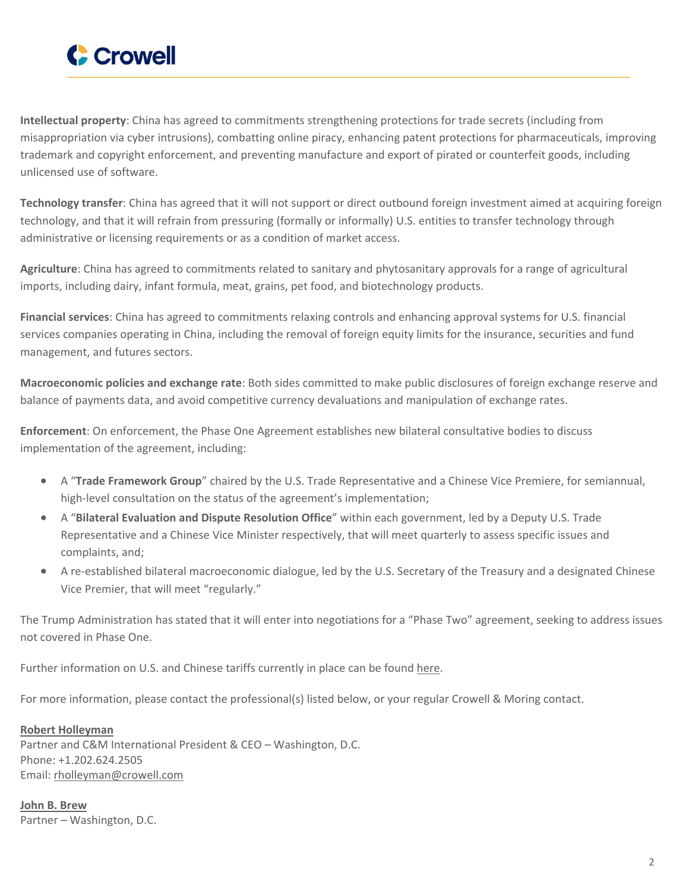**Intellectual property**: China has agreed to commitments strengthening protections for trade secrets (including from misappropriation via cyber intrusions), combatting online piracy, enhancing patent protections for pharmaceuticals, improving trademark and copyright enforcement, and preventing manufacture and export of pirated or counterfeit goods, including unlicensed use of software.

**Technology transfer**: China has agreed that it will not support or direct outbound foreign investment aimed at acquiring foreign technology, and that it will refrain from pressuring (formally or informally) U.S. entities to transfer technology through administrative or licensing requirements or as a condition of market access.

**Agriculture**: China has agreed to commitments related to sanitary and phytosanitary approvals for a range of agricultural imports, including dairy, infant formula, meat, grains, pet food, and biotechnology products.

**Financial services**: China has agreed to commitments relaxing controls and enhancing approval systems for U.S. financial services companies operating in China, including the removal of foreign equity limits for the insurance, securities and fund management, and futures sectors.

**Macroeconomic policies and exchange rate**: Both sides committed to make public disclosures of foreign exchange reserve and balance of payments data, and avoid competitive currency devaluations and manipulation of exchange rates.

**Enforcement**: On enforcement, the Phase One Agreement establishes new bilateral consultative bodies to discuss implementation of the agreement, including:

- A "**Trade Framework Group**" chaired by the U.S. Trade Representative and a Chinese Vice Premiere, for semiannual, high-level consultation on the status of the agreement's implementation;
- A "**Bilateral Evaluation and Dispute Resolution Office**" within each government, led by a Deputy U.S. Trade Representative and a Chinese Vice Minister respectively, that will meet quarterly to assess specific issues and complaints, and;
- A re-established bilateral macroeconomic dialogue, led by the U.S. Secretary of the Treasury and a designated Chinese Vice Premier, that will meet "regularly."

The Trump Administration has stated that it will enter into negotiations for a "Phase Two" agreement, seeking to address issues not covered in Phase One.

Further information on U.S. and Chinese tariffs currently in place can be found here.

For more information, please contact the professional(s) listed below, or your regular Crowell & Moring contact.

**Robert Holleyman**
Partner and C&M International President & CEO – Washington, D.C.
Phone: +1.202.624.2505
Email: rholleyman@crowell.com

**John B. Brew**
Partner – Washington, D.C.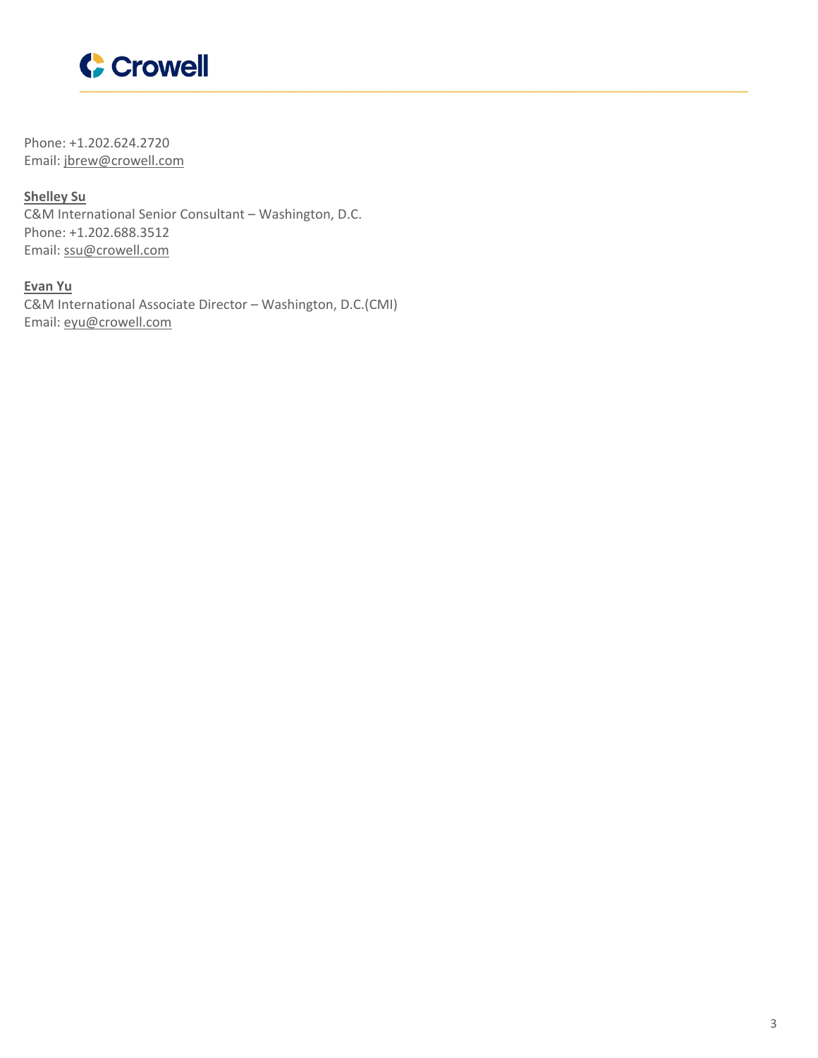Phone: +1.202.624.2720
Email: jbrew@crowell.com

**Shelley Su**
C&M International Senior Consultant – Washington, D.C.
Phone: +1.202.688.3512
Email: ssu@crowell.com

**Evan Yu**
C&M International Associate Director – Washington, D.C.(CMI)
Email: eyu@crowell.com